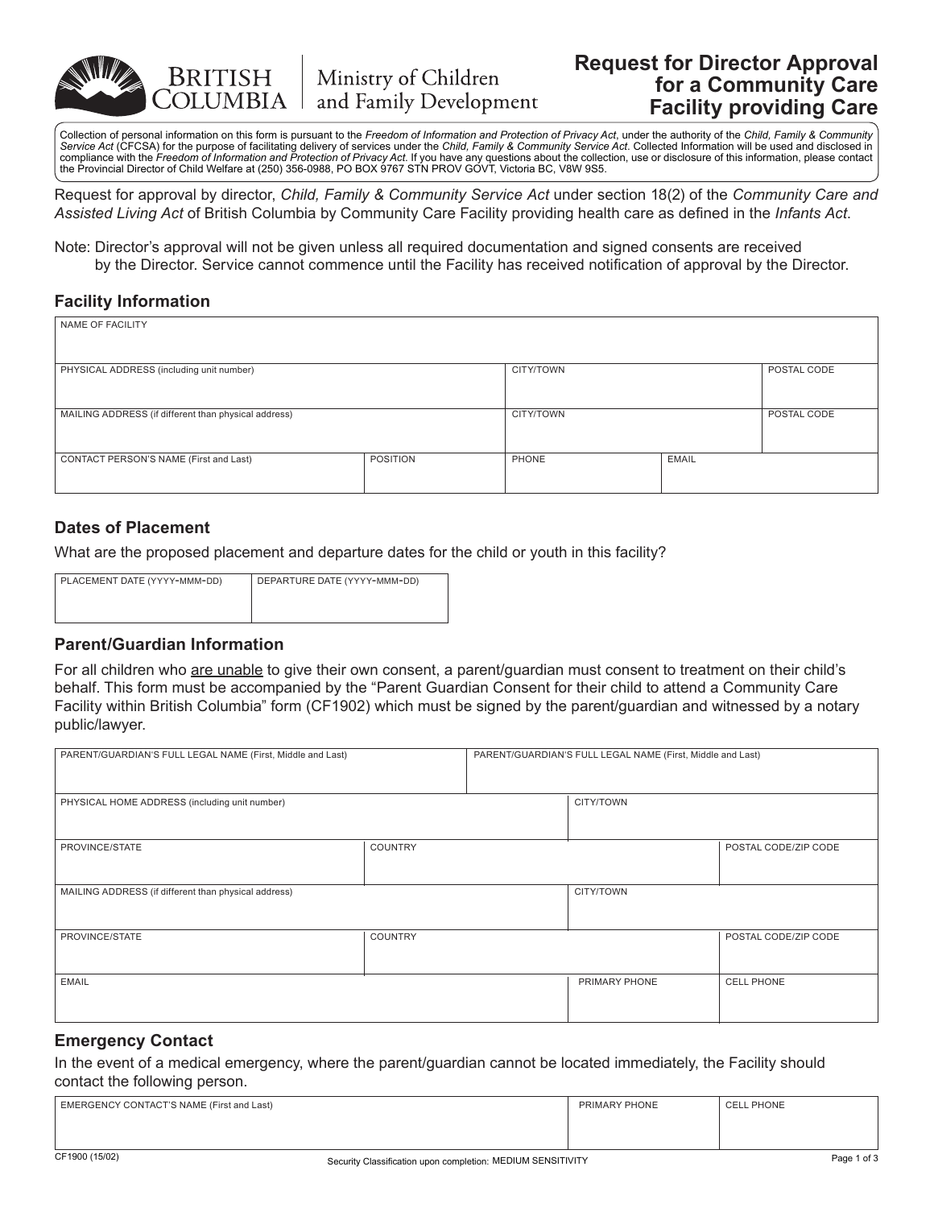BRITISH COLUMBIA | Ministry of Children and Family Development

# Request for Director Approval for a Community Care Facility providing Care

Collection of personal information on this form is pursuant to the *Freedom of Information and Protection of Privacy Act*, under the authority of the *Child, Family & Community Service Act* (CFCSA) for the purpose of facilitating delivery of services under the *Child, Family & Community Service Act*. Collected Information will be used and disclosed in compliance with the *Freedom of Information and Protection of Privacy Act*. If you have any questions about the collection, use or disclosure of this information, please contact the Provincial Director of Child Welfare at (250) 356-0988, PO BOX 9767 STN PROV GOVT, Victoria BC, V8W 9S5.

Request for approval by director, *Child, Family & Community Service Act* under section 18(2) of the *Community Care and Assisted Living Act* of British Columbia by Community Care Facility providing health care as defined in the *Infants Act*.

Note: Director's approval will not be given unless all required documentation and signed consents are received by the Director. Service cannot commence until the Facility has received notification of approval by the Director.

## Facility Information

| NAME OF FACILITY | | | | |
|---|---|---|---|---|
| | | | | |
| PHYSICAL ADDRESS (including unit number) | | CITY/TOWN | | POSTAL CODE |
| | | | | |
| MAILING ADDRESS (if different than physical address) | | CITY/TOWN | | POSTAL CODE |
| | | | | |
| CONTACT PERSON'S NAME (First and Last) | POSITION | PHONE | EMAIL | |
| | | | | |

## Dates of Placement

What are the proposed placement and departure dates for the child or youth in this facility?

| PLACEMENT DATE (YYYY-MMM-DD) | DEPARTURE DATE (YYYY-MMM-DD) |
|---|---|
| | |

## Parent/Guardian Information

For all children who <u>are unable</u> to give their own consent, a parent/guardian must consent to treatment on their child's behalf. This form must be accompanied by the "Parent Guardian Consent for their child to attend a Community Care Facility within British Columbia" form (CF1902) which must be signed by the parent/guardian and witnessed by a notary public/lawyer.

| PARENT/GUARDIAN'S FULL LEGAL NAME (First, Middle and Last) | | PARENT/GUARDIAN'S FULL LEGAL NAME (First, Middle and Last) | |
|---|---|---|---|
| | | | |
| PHYSICAL HOME ADDRESS (including unit number) | | CITY/TOWN | |
| | | | |
| PROVINCE/STATE | COUNTRY | | POSTAL CODE/ZIP CODE |
| | | | |
| MAILING ADDRESS (if different than physical address) | | CITY/TOWN | |
| | | | |
| PROVINCE/STATE | COUNTRY | | POSTAL CODE/ZIP CODE |
| | | | |
| EMAIL | | PRIMARY PHONE | CELL PHONE |
| | | | |

## Emergency Contact

In the event of a medical emergency, where the parent/guardian cannot be located immediately, the Facility should contact the following person.

| EMERGENCY CONTACT'S NAME (First and Last) | PRIMARY PHONE | CELL PHONE |
|---|---|---|
| | | |

CF1900 (15/02)

Security Classification upon completion: MEDIUM SENSITIVITY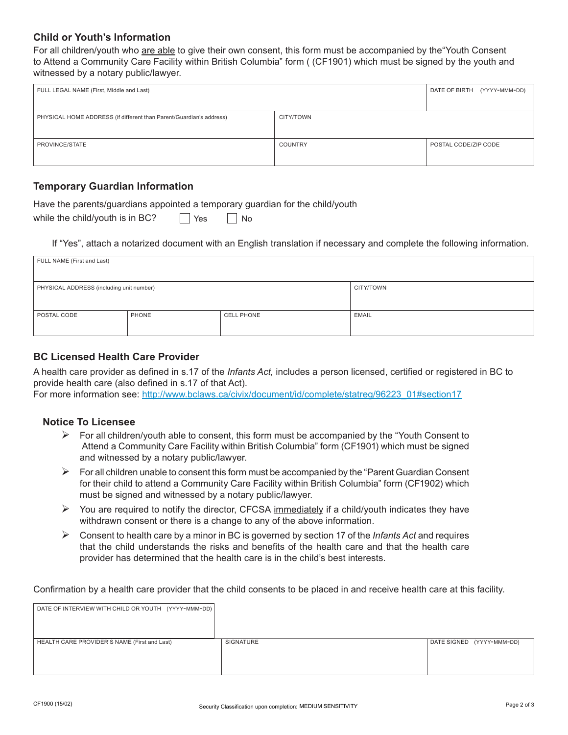## Child or Youth's Information

For all children/youth who are able to give their own consent, this form must be accompanied by the"Youth Consent to Attend a Community Care Facility within British Columbia" form ( (CF1901) which must be signed by the youth and witnessed by a notary public/lawyer.

| FULL LEGAL NAME (First, Middle and Last) | | DATE OF BIRTH (YYYY-MMM-DD) |
|---|---|---|
| PHYSICAL HOME ADDRESS (if different than Parent/Guardian's address) | CITY/TOWN | |
| PROVINCE/STATE | COUNTRY | POSTAL CODE/ZIP CODE |

## Temporary Guardian Information

Have the parents/guardians appointed a temporary guardian for the child/youth while the child/youth is in BC? ☐ Yes ☐ No

If "Yes", attach a notarized document with an English translation if necessary and complete the following information.

| FULL NAME (First and Last) | | | |
|---|---|---|---|
| PHYSICAL ADDRESS (including unit number) | | | CITY/TOWN |
| POSTAL CODE | PHONE | CELL PHONE | EMAIL |

## BC Licensed Health Care Provider

A health care provider as defined in s.17 of the *Infants Act,* includes a person licensed, certified or registered in BC to provide health care (also defined in s.17 of that Act).
For more information see: http://www.bclaws.ca/civix/document/id/complete/statreg/96223_01#section17

### Notice To Licensee

- For all children/youth able to consent, this form must be accompanied by the "Youth Consent to Attend a Community Care Facility within British Columbia" form (CF1901) which must be signed and witnessed by a notary public/lawyer.
- For all children unable to consent this form must be accompanied by the "Parent Guardian Consent for their child to attend a Community Care Facility within British Columbia" form (CF1902) which must be signed and witnessed by a notary public/lawyer.
- You are required to notify the director, CFCSA immediately if a child/youth indicates they have withdrawn consent or there is a change to any of the above information.
- Consent to health care by a minor in BC is governed by section 17 of the *Infants Act* and requires that the child understands the risks and benefits of the health care and that the health care provider has determined that the health care is in the child's best interests.

Confirmation by a health care provider that the child consents to be placed in and receive health care at this facility.

| DATE OF INTERVIEW WITH CHILD OR YOUTH (YYYY-MMM-DD) | | |
|---|---|---|
| HEALTH CARE PROVIDER'S NAME (First and Last) | SIGNATURE | DATE SIGNED (YYYY-MMM-DD) |

CF1900 (15/02)

Security Classification upon completion: MEDIUM SENSITIVITY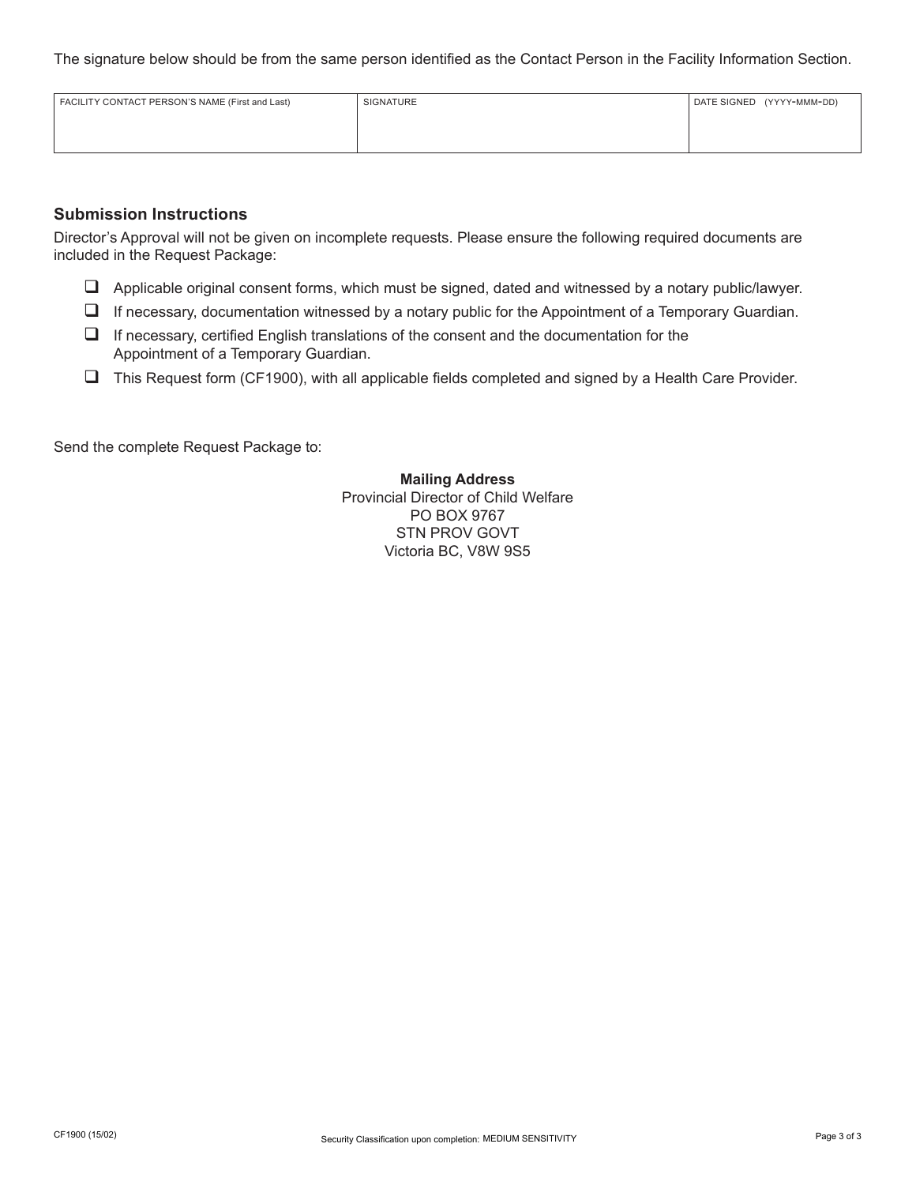The signature below should be from the same person identified as the Contact Person in the Facility Information Section.

| FACILITY CONTACT PERSON'S NAME (First and Last) | SIGNATURE | DATE SIGNED (YYYY-MMM-DD) |
| --- | --- | --- |
| | | |

## Submission Instructions

Director's Approval will not be given on incomplete requests. Please ensure the following required documents are included in the Request Package:

- ☐ Applicable original consent forms, which must be signed, dated and witnessed by a notary public/lawyer.
- ☐ If necessary, documentation witnessed by a notary public for the Appointment of a Temporary Guardian.
- ☐ If necessary, certified English translations of the consent and the documentation for the Appointment of a Temporary Guardian.
- ☐ This Request form (CF1900), with all applicable fields completed and signed by a Health Care Provider.

Send the complete Request Package to:

**Mailing Address**
Provincial Director of Child Welfare
PO BOX 9767
STN PROV GOVT
Victoria BC, V8W 9S5

CF1900 (15/02)

Security Classification upon completion: MEDIUM SENSITIVITY